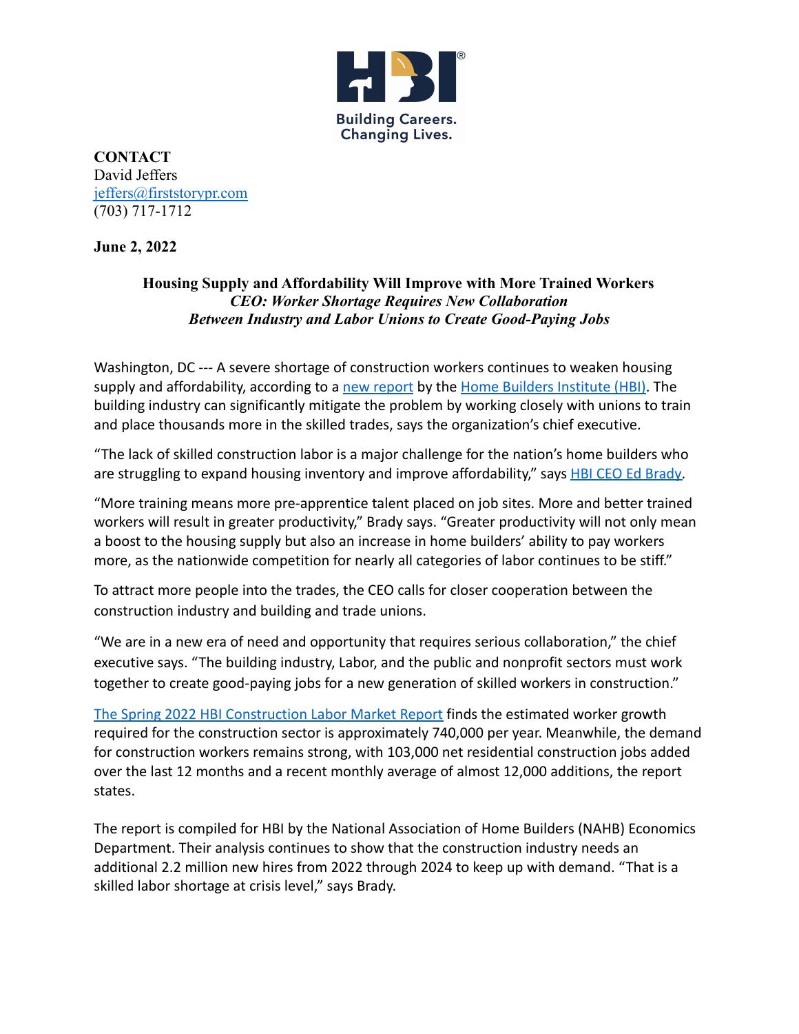Building Careers.
Changing Lives.

**CONTACT**
David Jeffers
jeffers@firststorypr.com
(703) 717-1712

**June 2, 2022**

# Housing Supply and Affordability Will Improve with More Trained Workers

***CEO: Worker Shortage Requires New Collaboration Between Industry and Labor Unions to Create Good-Paying Jobs***

Washington, DC --- A severe shortage of construction workers continues to weaken housing supply and affordability, according to a new report by the Home Builders Institute (HBI). The building industry can significantly mitigate the problem by working closely with unions to train and place thousands more in the skilled trades, says the organization's chief executive.

"The lack of skilled construction labor is a major challenge for the nation's home builders who are struggling to expand housing inventory and improve affordability," says HBI CEO Ed Brady.

"More training means more pre-apprentice talent placed on job sites. More and better trained workers will result in greater productivity," Brady says. "Greater productivity will not only mean a boost to the housing supply but also an increase in home builders' ability to pay workers more, as the nationwide competition for nearly all categories of labor continues to be stiff."

To attract more people into the trades, the CEO calls for closer cooperation between the construction industry and building and trade unions.

"We are in a new era of need and opportunity that requires serious collaboration," the chief executive says. "The building industry, Labor, and the public and nonprofit sectors must work together to create good-paying jobs for a new generation of skilled workers in construction."

The Spring 2022 HBI Construction Labor Market Report finds the estimated worker growth required for the construction sector is approximately 740,000 per year. Meanwhile, the demand for construction workers remains strong, with 103,000 net residential construction jobs added over the last 12 months and a recent monthly average of almost 12,000 additions, the report states.

The report is compiled for HBI by the National Association of Home Builders (NAHB) Economics Department. Their analysis continues to show that the construction industry needs an additional 2.2 million new hires from 2022 through 2024 to keep up with demand. "That is a skilled labor shortage at crisis level," says Brady.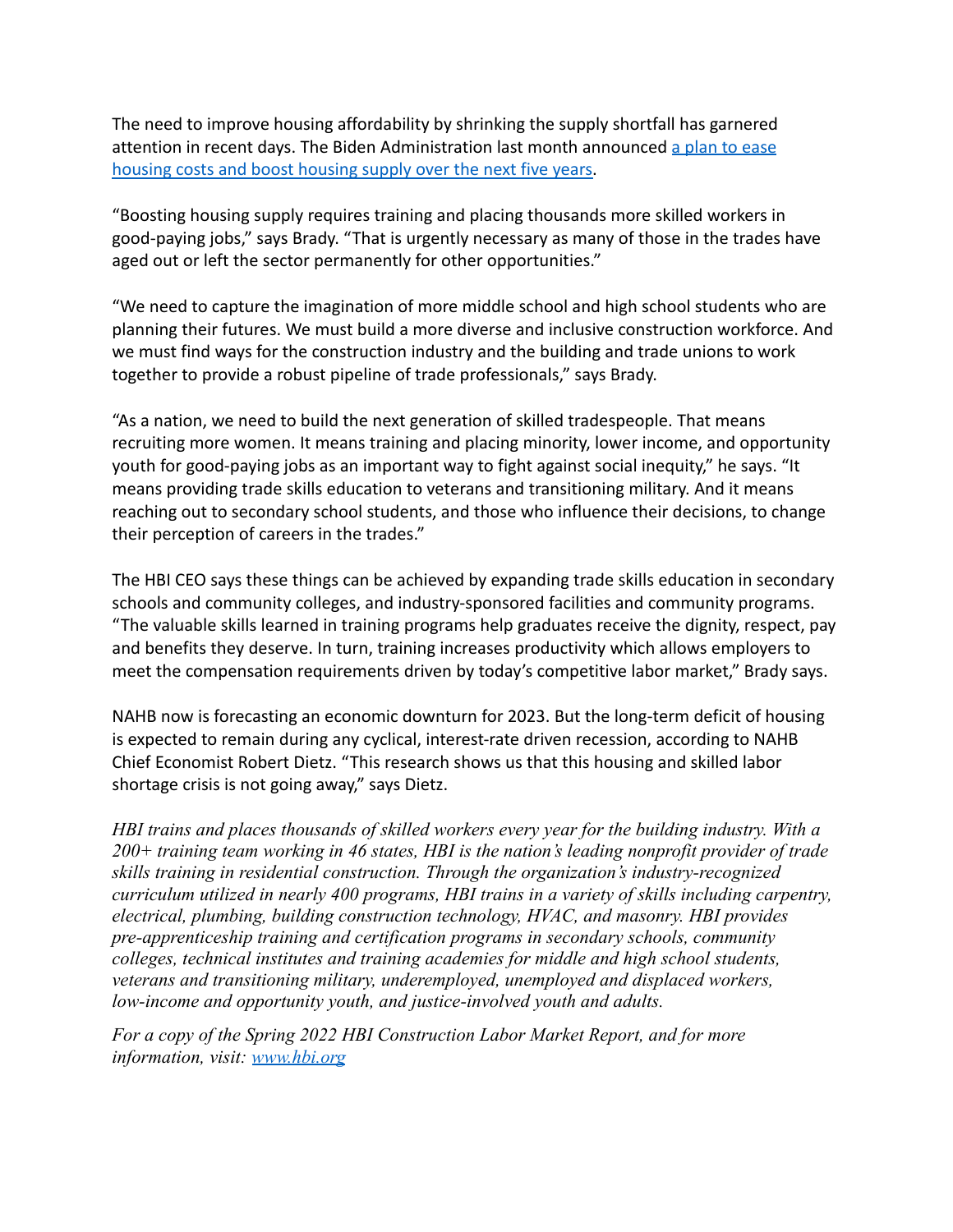The need to improve housing affordability by shrinking the supply shortfall has garnered attention in recent days. The Biden Administration last month announced [a plan to ease housing costs and boost housing supply over the next five years](#).

"Boosting housing supply requires training and placing thousands more skilled workers in good-paying jobs," says Brady. "That is urgently necessary as many of those in the trades have aged out or left the sector permanently for other opportunities."

"We need to capture the imagination of more middle school and high school students who are planning their futures. We must build a more diverse and inclusive construction workforce. And we must find ways for the construction industry and the building and trade unions to work together to provide a robust pipeline of trade professionals," says Brady.

"As a nation, we need to build the next generation of skilled tradespeople. That means recruiting more women. It means training and placing minority, lower income, and opportunity youth for good-paying jobs as an important way to fight against social inequity," he says. "It means providing trade skills education to veterans and transitioning military. And it means reaching out to secondary school students, and those who influence their decisions, to change their perception of careers in the trades."

The HBI CEO says these things can be achieved by expanding trade skills education in secondary schools and community colleges, and industry-sponsored facilities and community programs. "The valuable skills learned in training programs help graduates receive the dignity, respect, pay and benefits they deserve. In turn, training increases productivity which allows employers to meet the compensation requirements driven by today's competitive labor market," Brady says.

NAHB now is forecasting an economic downturn for 2023. But the long-term deficit of housing is expected to remain during any cyclical, interest-rate driven recession, according to NAHB Chief Economist Robert Dietz. "This research shows us that this housing and skilled labor shortage crisis is not going away," says Dietz.

*HBI trains and places thousands of skilled workers every year for the building industry. With a 200+ training team working in 46 states, HBI is the nation's leading nonprofit provider of trade skills training in residential construction. Through the organization's industry-recognized curriculum utilized in nearly 400 programs, HBI trains in a variety of skills including carpentry, electrical, plumbing, building construction technology, HVAC, and masonry. HBI provides pre-apprenticeship training and certification programs in secondary schools, community colleges, technical institutes and training academies for middle and high school students, veterans and transitioning military, underemployed, unemployed and displaced workers, low-income and opportunity youth, and justice-involved youth and adults.*

*For a copy of the Spring 2022 HBI Construction Labor Market Report, and for more information, visit: [www.hbi.org](http://www.hbi.org)*